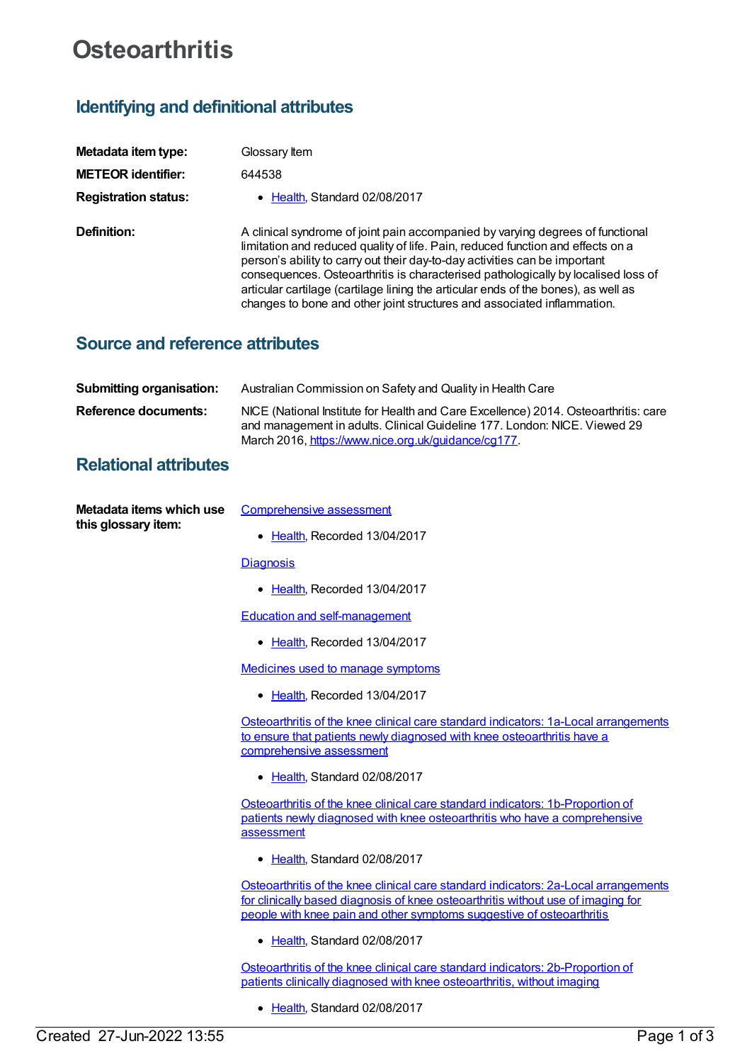# Osteoarthritis

## Identifying and definitional attributes

**Metadata item type:** Glossary Item

**METEOR identifier:** 644538

**Registration status:**

- Health, Standard 02/08/2017

**Definition:** A clinical syndrome of joint pain accompanied by varying degrees of functional limitation and reduced quality of life. Pain, reduced function and effects on a person's ability to carry out their day-to-day activities can be important consequences. Osteoarthritis is characterised pathologically by localised loss of articular cartilage (cartilage lining the articular ends of the bones), as well as changes to bone and other joint structures and associated inflammation.

## Source and reference attributes

**Submitting organisation:** Australian Commission on Safety and Quality in Health Care

**Reference documents:** NICE (National Institute for Health and Care Excellence) 2014. Osteoarthritis: care and management in adults. Clinical Guideline 177. London: NICE. Viewed 29 March 2016, https://www.nice.org.uk/guidance/cg177.

## Relational attributes

**Metadata items which use this glossary item:**

Comprehensive assessment

- Health, Recorded 13/04/2017

Diagnosis

- Health, Recorded 13/04/2017

Education and self-management

- Health, Recorded 13/04/2017

Medicines used to manage symptoms

- Health, Recorded 13/04/2017

Osteoarthritis of the knee clinical care standard indicators: 1a-Local arrangements to ensure that patients newly diagnosed with knee osteoarthritis have a comprehensive assessment

- Health, Standard 02/08/2017

Osteoarthritis of the knee clinical care standard indicators: 1b-Proportion of patients newly diagnosed with knee osteoarthritis who have a comprehensive assessment

- Health, Standard 02/08/2017

Osteoarthritis of the knee clinical care standard indicators: 2a-Local arrangements for clinically based diagnosis of knee osteoarthritis without use of imaging for people with knee pain and other symptoms suggestive of osteoarthritis

- Health, Standard 02/08/2017

Osteoarthritis of the knee clinical care standard indicators: 2b-Proportion of patients clinically diagnosed with knee osteoarthritis, without imaging

- Health, Standard 02/08/2017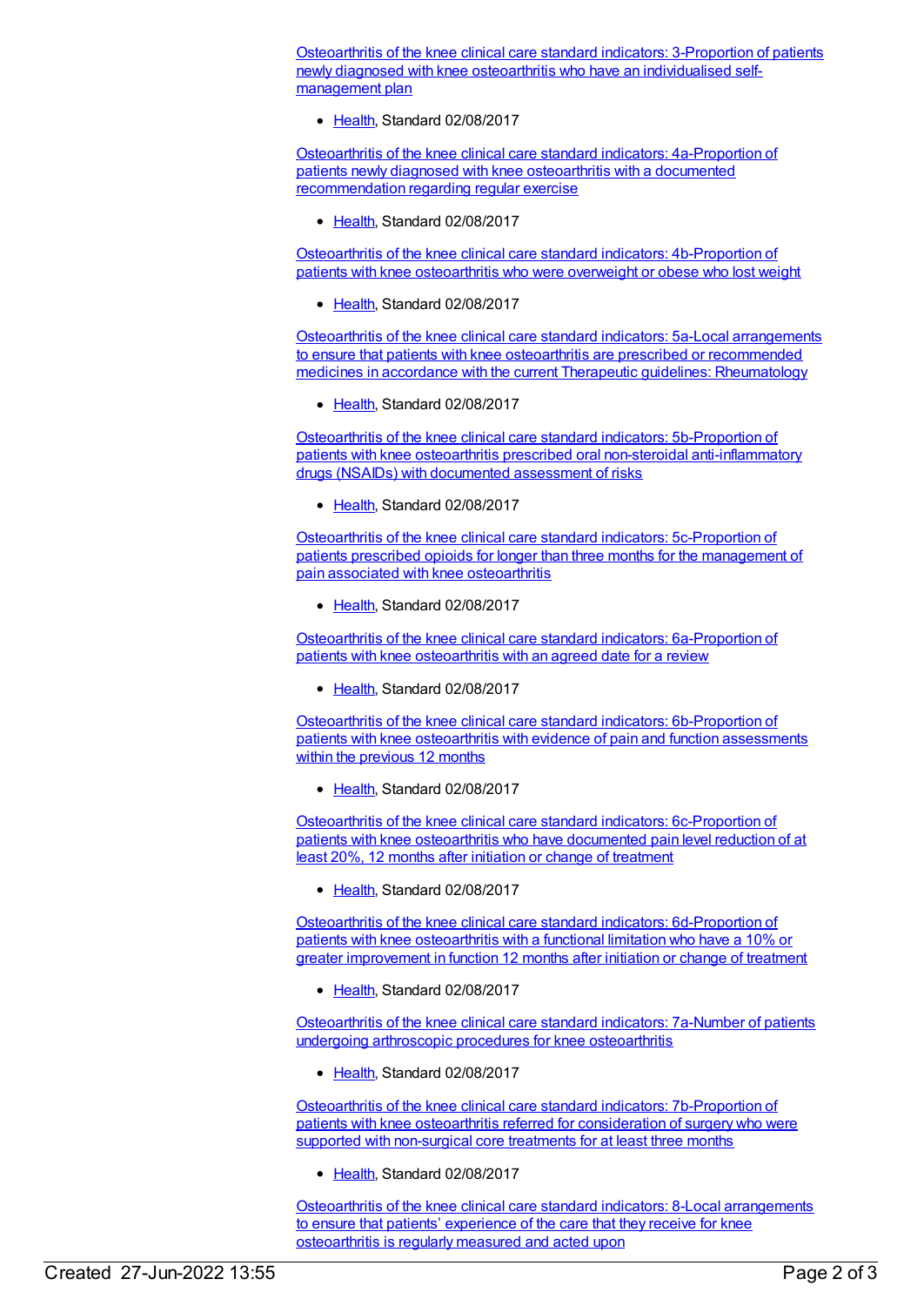[Osteoarthritis of the knee clinical care standard indicators: 3-Proportion of patients newly diagnosed with knee osteoarthritis who have an individualised self-management plan]

- [Health], Standard 02/08/2017

[Osteoarthritis of the knee clinical care standard indicators: 4a-Proportion of patients newly diagnosed with knee osteoarthritis with a documented recommendation regarding regular exercise]

- [Health], Standard 02/08/2017

[Osteoarthritis of the knee clinical care standard indicators: 4b-Proportion of patients with knee osteoarthritis who were overweight or obese who lost weight]

- [Health], Standard 02/08/2017

[Osteoarthritis of the knee clinical care standard indicators: 5a-Local arrangements to ensure that patients with knee osteoarthritis are prescribed or recommended medicines in accordance with the current Therapeutic guidelines: Rheumatology]

- [Health], Standard 02/08/2017

[Osteoarthritis of the knee clinical care standard indicators: 5b-Proportion of patients with knee osteoarthritis prescribed oral non-steroidal anti-inflammatory drugs (NSAIDs) with documented assessment of risks]

- [Health], Standard 02/08/2017

[Osteoarthritis of the knee clinical care standard indicators: 5c-Proportion of patients prescribed opioids for longer than three months for the management of pain associated with knee osteoarthritis]

- [Health], Standard 02/08/2017

[Osteoarthritis of the knee clinical care standard indicators: 6a-Proportion of patients with knee osteoarthritis with an agreed date for a review]

- [Health], Standard 02/08/2017

[Osteoarthritis of the knee clinical care standard indicators: 6b-Proportion of patients with knee osteoarthritis with evidence of pain and function assessments within the previous 12 months]

- [Health], Standard 02/08/2017

[Osteoarthritis of the knee clinical care standard indicators: 6c-Proportion of patients with knee osteoarthritis who have documented pain level reduction of at least 20%, 12 months after initiation or change of treatment]

- [Health], Standard 02/08/2017

[Osteoarthritis of the knee clinical care standard indicators: 6d-Proportion of patients with knee osteoarthritis with a functional limitation who have a 10% or greater improvement in function 12 months after initiation or change of treatment]

- [Health], Standard 02/08/2017

[Osteoarthritis of the knee clinical care standard indicators: 7a-Number of patients undergoing arthroscopic procedures for knee osteoarthritis]

- [Health], Standard 02/08/2017

[Osteoarthritis of the knee clinical care standard indicators: 7b-Proportion of patients with knee osteoarthritis referred for consideration of surgery who were supported with non-surgical core treatments for at least three months]

- [Health], Standard 02/08/2017

[Osteoarthritis of the knee clinical care standard indicators: 8-Local arrangements to ensure that patients' experience of the care that they receive for knee osteoarthritis is regularly measured and acted upon]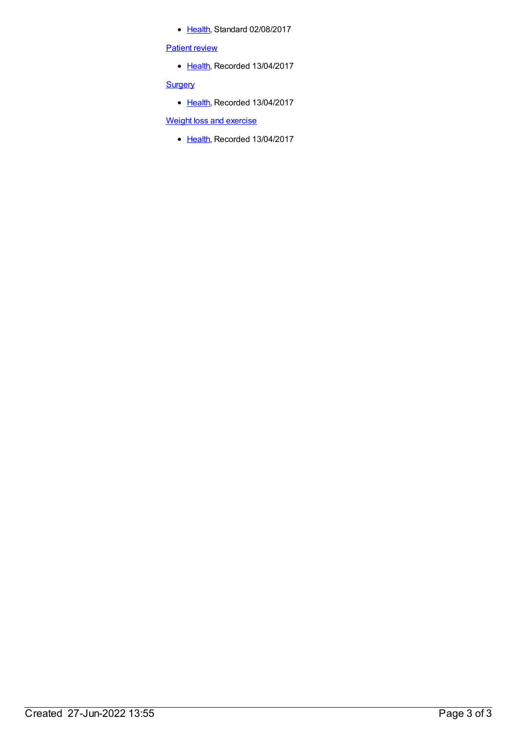- Health, Standard 02/08/2017

Patient review

- Health, Recorded 13/04/2017

Surgery

- Health, Recorded 13/04/2017

Weight loss and exercise

- Health, Recorded 13/04/2017